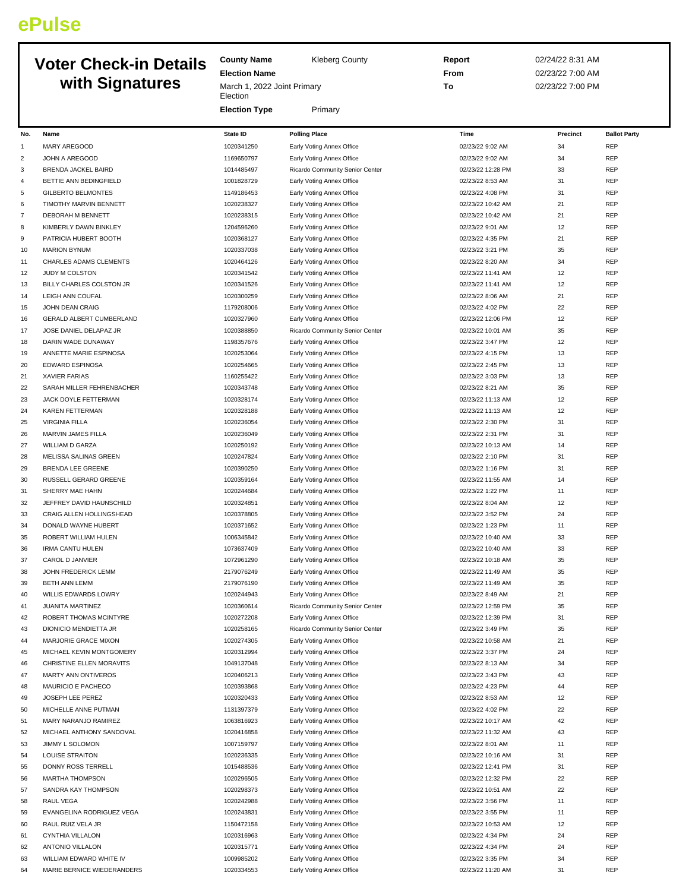# ePulse

## Voter Check-in Details with Signatures

**County Name** Kleberg County
**Election Name** March 1, 2022 Joint Primary Election
**Election Type** Primary

**Report** 02/24/22 8:31 AM
**From** 02/23/22 7:00 AM
**To** 02/23/22 7:00 PM

| No. | Name | State ID | Polling Place | Time | Precinct | Ballot Party |
|---|---|---|---|---|---|---|
| 1 | MARY AREGOOD | 1020341250 | Early Voting Annex Office | 02/23/22 9:02 AM | 34 | REP |
| 2 | JOHN A AREGOOD | 1169650797 | Early Voting Annex Office | 02/23/22 9:02 AM | 34 | REP |
| 3 | BRENDA JACKEL BAIRD | 1014485497 | Ricardo Community Senior Center | 02/23/22 12:28 PM | 33 | REP |
| 4 | BETTIE ANN BEDINGFIELD | 1001828729 | Early Voting Annex Office | 02/23/22 8:53 AM | 31 | REP |
| 5 | GILBERTO BELMONTES | 1149186453 | Early Voting Annex Office | 02/23/22 4:08 PM | 31 | REP |
| 6 | TIMOTHY MARVIN BENNETT | 1020238327 | Early Voting Annex Office | 02/23/22 10:42 AM | 21 | REP |
| 7 | DEBORAH M BENNETT | 1020238315 | Early Voting Annex Office | 02/23/22 10:42 AM | 21 | REP |
| 8 | KIMBERLY DAWN BINKLEY | 1204596260 | Early Voting Annex Office | 02/23/22 9:01 AM | 12 | REP |
| 9 | PATRICIA HUBERT BOOTH | 1020368127 | Early Voting Annex Office | 02/23/22 4:35 PM | 21 | REP |
| 10 | MARION BYNUM | 1020337038 | Early Voting Annex Office | 02/23/22 3:21 PM | 35 | REP |
| 11 | CHARLES ADAMS CLEMENTS | 1020464126 | Early Voting Annex Office | 02/23/22 8:20 AM | 34 | REP |
| 12 | JUDY M COLSTON | 1020341542 | Early Voting Annex Office | 02/23/22 11:41 AM | 12 | REP |
| 13 | BILLY CHARLES COLSTON JR | 1020341526 | Early Voting Annex Office | 02/23/22 11:41 AM | 12 | REP |
| 14 | LEIGH ANN COUFAL | 1020300259 | Early Voting Annex Office | 02/23/22 8:06 AM | 21 | REP |
| 15 | JOHN DEAN CRAIG | 1179208006 | Early Voting Annex Office | 02/23/22 4:02 PM | 22 | REP |
| 16 | GERALD ALBERT CUMBERLAND | 1020327960 | Early Voting Annex Office | 02/23/22 12:06 PM | 12 | REP |
| 17 | JOSE DANIEL DELAPAZ JR | 1020388850 | Ricardo Community Senior Center | 02/23/22 10:01 AM | 35 | REP |
| 18 | DARIN WADE DUNAWAY | 1198357676 | Early Voting Annex Office | 02/23/22 3:47 PM | 12 | REP |
| 19 | ANNETTE MARIE ESPINOSA | 1020253064 | Early Voting Annex Office | 02/23/22 4:15 PM | 13 | REP |
| 20 | EDWARD ESPINOSA | 1020254665 | Early Voting Annex Office | 02/23/22 2:45 PM | 13 | REP |
| 21 | XAVIER FARIAS | 1160255422 | Early Voting Annex Office | 02/23/22 3:03 PM | 13 | REP |
| 22 | SARAH MILLER FEHRENBACHER | 1020343748 | Early Voting Annex Office | 02/23/22 8:21 AM | 35 | REP |
| 23 | JACK DOYLE FETTERMAN | 1020328174 | Early Voting Annex Office | 02/23/22 11:13 AM | 12 | REP |
| 24 | KAREN FETTERMAN | 1020328188 | Early Voting Annex Office | 02/23/22 11:13 AM | 12 | REP |
| 25 | VIRGINIA FILLA | 1020236054 | Early Voting Annex Office | 02/23/22 2:30 PM | 31 | REP |
| 26 | MARVIN JAMES FILLA | 1020236049 | Early Voting Annex Office | 02/23/22 2:31 PM | 31 | REP |
| 27 | WILLIAM D GARZA | 1020250192 | Early Voting Annex Office | 02/23/22 10:13 AM | 14 | REP |
| 28 | MELISSA SALINAS GREEN | 1020247824 | Early Voting Annex Office | 02/23/22 2:10 PM | 31 | REP |
| 29 | BRENDA LEE GREENE | 1020390250 | Early Voting Annex Office | 02/23/22 1:16 PM | 31 | REP |
| 30 | RUSSELL GERARD GREENE | 1020359164 | Early Voting Annex Office | 02/23/22 11:55 AM | 14 | REP |
| 31 | SHERRY MAE HAHN | 1020244684 | Early Voting Annex Office | 02/23/22 1:22 PM | 11 | REP |
| 32 | JEFFREY DAVID HAUNSCHILD | 1020324851 | Early Voting Annex Office | 02/23/22 8:04 AM | 12 | REP |
| 33 | CRAIG ALLEN HOLLINGSHEAD | 1020378805 | Early Voting Annex Office | 02/23/22 3:52 PM | 24 | REP |
| 34 | DONALD WAYNE HUBERT | 1020371652 | Early Voting Annex Office | 02/23/22 1:23 PM | 11 | REP |
| 35 | ROBERT WILLIAM HULEN | 1006345842 | Early Voting Annex Office | 02/23/22 10:40 AM | 33 | REP |
| 36 | IRMA CANTU HULEN | 1073637409 | Early Voting Annex Office | 02/23/22 10:40 AM | 33 | REP |
| 37 | CAROL D JANVIER | 1072961290 | Early Voting Annex Office | 02/23/22 10:18 AM | 35 | REP |
| 38 | JOHN FREDERICK LEMM | 2179076249 | Early Voting Annex Office | 02/23/22 11:49 AM | 35 | REP |
| 39 | BETH ANN LEMM | 2179076190 | Early Voting Annex Office | 02/23/22 11:49 AM | 35 | REP |
| 40 | WILLIS EDWARDS LOWRY | 1020244943 | Early Voting Annex Office | 02/23/22 8:49 AM | 21 | REP |
| 41 | JUANITA MARTINEZ | 1020360614 | Ricardo Community Senior Center | 02/23/22 12:59 PM | 35 | REP |
| 42 | ROBERT THOMAS MCINTYRE | 1020272208 | Early Voting Annex Office | 02/23/22 12:39 PM | 31 | REP |
| 43 | DIONICIO MENDIETTA JR | 1020258165 | Ricardo Community Senior Center | 02/23/22 3:49 PM | 35 | REP |
| 44 | MARJORIE GRACE MIXON | 1020274305 | Early Voting Annex Office | 02/23/22 10:58 AM | 21 | REP |
| 45 | MICHAEL KEVIN MONTGOMERY | 1020312994 | Early Voting Annex Office | 02/23/22 3:37 PM | 24 | REP |
| 46 | CHRISTINE ELLEN MORAVITS | 1049137048 | Early Voting Annex Office | 02/23/22 8:13 AM | 34 | REP |
| 47 | MARTY ANN ONTIVEROS | 1020406213 | Early Voting Annex Office | 02/23/22 3:43 PM | 43 | REP |
| 48 | MAURICIO E PACHECO | 1020393868 | Early Voting Annex Office | 02/23/22 4:23 PM | 44 | REP |
| 49 | JOSEPH LEE PEREZ | 1020320433 | Early Voting Annex Office | 02/23/22 8:53 AM | 12 | REP |
| 50 | MICHELLE ANNE PUTMAN | 1131397379 | Early Voting Annex Office | 02/23/22 4:02 PM | 22 | REP |
| 51 | MARY NARANJO RAMIREZ | 1063816923 | Early Voting Annex Office | 02/23/22 10:17 AM | 42 | REP |
| 52 | MICHAEL ANTHONY SANDOVAL | 1020416858 | Early Voting Annex Office | 02/23/22 11:32 AM | 43 | REP |
| 53 | JIMMY L SOLOMON | 1007159797 | Early Voting Annex Office | 02/23/22 8:01 AM | 11 | REP |
| 54 | LOUISE STRAITON | 1020236335 | Early Voting Annex Office | 02/23/22 10:16 AM | 31 | REP |
| 55 | DONNY ROSS TERRELL | 1015488536 | Early Voting Annex Office | 02/23/22 12:41 PM | 31 | REP |
| 56 | MARTHA THOMPSON | 1020296505 | Early Voting Annex Office | 02/23/22 12:32 PM | 22 | REP |
| 57 | SANDRA KAY THOMPSON | 1020298373 | Early Voting Annex Office | 02/23/22 10:51 AM | 22 | REP |
| 58 | RAUL VEGA | 1020242988 | Early Voting Annex Office | 02/23/22 3:56 PM | 11 | REP |
| 59 | EVANGELINA RODRIGUEZ VEGA | 1020243831 | Early Voting Annex Office | 02/23/22 3:55 PM | 11 | REP |
| 60 | RAUL RUIZ VELA JR | 1150472158 | Early Voting Annex Office | 02/23/22 10:53 AM | 12 | REP |
| 61 | CYNTHIA VILLALON | 1020316963 | Early Voting Annex Office | 02/23/22 4:34 PM | 24 | REP |
| 62 | ANTONIO VILLALON | 1020315771 | Early Voting Annex Office | 02/23/22 4:34 PM | 24 | REP |
| 63 | WILLIAM EDWARD WHITE IV | 1009985202 | Early Voting Annex Office | 02/23/22 3:35 PM | 34 | REP |
| 64 | MARIE BERNICE WIEDERANDERS | 1020334553 | Early Voting Annex Office | 02/23/22 11:20 AM | 31 | REP |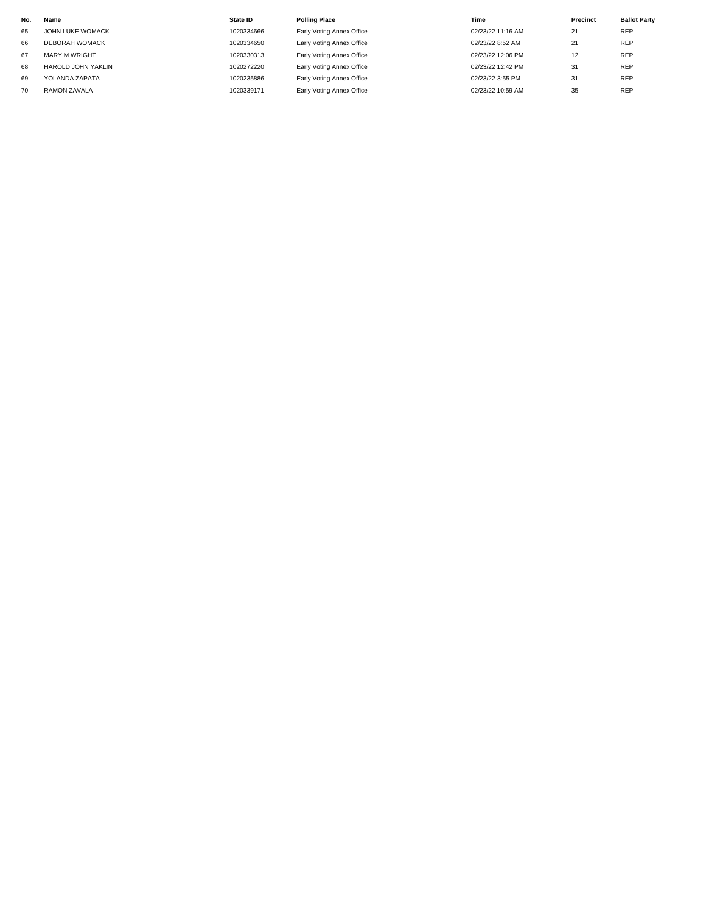| No. | Name | State ID | Polling Place | Time | Precinct | Ballot Party |
|---|---|---|---|---|---|---|
| 65 | JOHN LUKE WOMACK | 1020334666 | Early Voting Annex Office | 02/23/22 11:16 AM | 21 | REP |
| 66 | DEBORAH WOMACK | 1020334650 | Early Voting Annex Office | 02/23/22 8:52 AM | 21 | REP |
| 67 | MARY M WRIGHT | 1020330313 | Early Voting Annex Office | 02/23/22 12:06 PM | 12 | REP |
| 68 | HAROLD JOHN YAKLIN | 1020272220 | Early Voting Annex Office | 02/23/22 12:42 PM | 31 | REP |
| 69 | YOLANDA ZAPATA | 1020235886 | Early Voting Annex Office | 02/23/22 3:55 PM | 31 | REP |
| 70 | RAMON ZAVALA | 1020339171 | Early Voting Annex Office | 02/23/22 10:59 AM | 35 | REP |